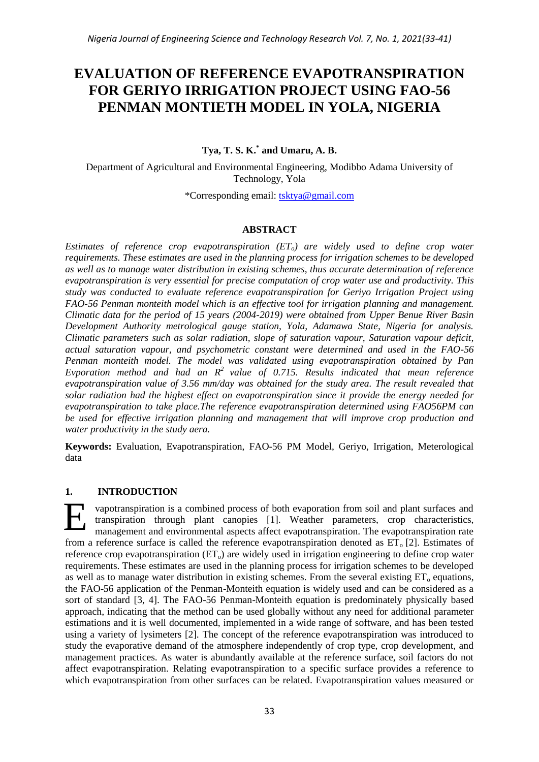# EVALUATION OF REFERENCE EVAPOTRANSPIRATION FOR GERIYO IRRIGATION PROJECT USING FAO-56 PENMAN MONTIETH MODEL IN YOLA, NIGERIA

**Tya, T. S. K.[*] and Umaru, A. B.**

Department of Agricultural and Environmental Engineering, Modibbo Adama University of Technology, Yola

*Corresponding email: tsktya@gmail.com

## ABSTRACT

*Estimates of reference crop evapotranspiration ($ET_o$) are widely used to define crop water requirements. These estimates are used in the planning process for irrigation schemes to be developed as well as to manage water distribution in existing schemes, thus accurate determination of reference evapotranspiration is very essential for precise computation of crop water use and productivity. This study was conducted to evaluate reference evapotranspiration for Geriyo Irrigation Project using FAO-56 Penman monteith model which is an effective tool for irrigation planning and management. Climatic data for the period of 15 years (2004-2019) were obtained from Upper Benue River Basin Development Authority metrological gauge station, Yola, Adamawa State, Nigeria for analysis. Climatic parameters such as solar radiation, slope of saturation vapour, Saturation vapour deficit, actual saturation vapour, and psychometric constant were determined and used in the FAO-56 Penman monteith model. The model was validated using evapotranspiration obtained by Pan Evporation method and had an $R^2$ value of 0.715. Results indicated that mean reference evapotranspiration value of 3.56 mm/day was obtained for the study area. The result revealed that solar radiation had the highest effect on evapotranspiration since it provide the energy needed for evapotranspiration to take place.The reference evapotranspiration determined using FAO56PM can be used for effective irrigation planning and management that will improve crop production and water productivity in the study aera.*

**Keywords:** Evaluation, Evapotranspiration, FAO-56 PM Model, Geriyo, Irrigation, Meterological data

## 1. INTRODUCTION

Evapotranspiration is a combined process of both evaporation from soil and plant surfaces and transpiration through plant canopies [1]. Weather parameters, crop characteristics, management and environmental aspects affect evapotranspiration. The evapotranspiration rate from a reference surface is called the reference evapotranspiration denoted as $ET_o$ [2]. Estimates of reference crop evapotranspiration ($ET_o$) are widely used in irrigation engineering to define crop water requirements. These estimates are used in the planning process for irrigation schemes to be developed as well as to manage water distribution in existing schemes. From the several existing $ET_o$ equations, the FAO-56 application of the Penman-Monteith equation is widely used and can be considered as a sort of standard [3, 4]. The FAO-56 Penman-Monteith equation is predominately physically based approach, indicating that the method can be used globally without any need for additional parameter estimations and it is well documented, implemented in a wide range of software, and has been tested using a variety of lysimeters [2]. The concept of the reference evapotranspiration was introduced to study the evaporative demand of the atmosphere independently of crop type, crop development, and management practices. As water is abundantly available at the reference surface, soil factors do not affect evapotranspiration. Relating evapotranspiration to a specific surface provides a reference to which evapotranspiration from other surfaces can be related. Evapotranspiration values measured or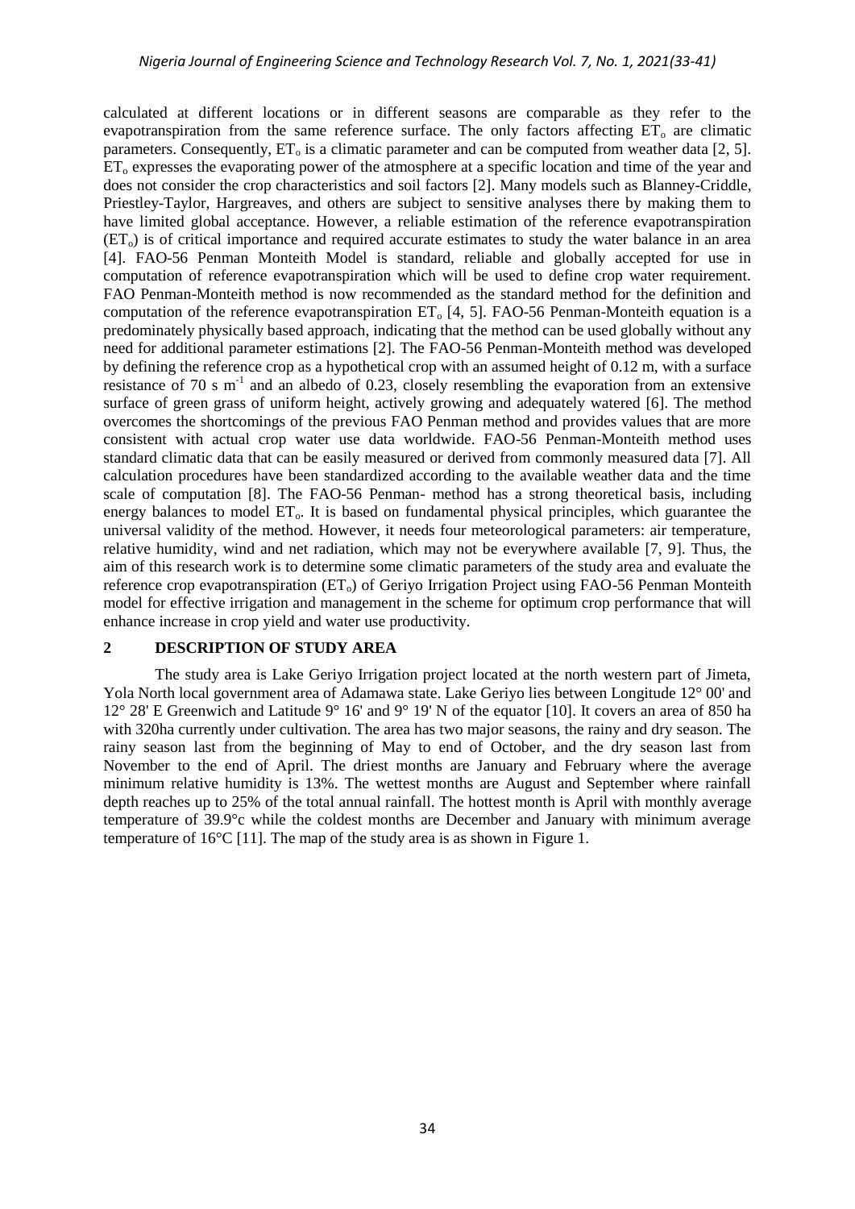calculated at different locations or in different seasons are comparable as they refer to the evapotranspiration from the same reference surface. The only factors affecting $ET_o$ are climatic parameters. Consequently, $ET_o$ is a climatic parameter and can be computed from weather data [2, 5]. $ET_o$ expresses the evaporating power of the atmosphere at a specific location and time of the year and does not consider the crop characteristics and soil factors [2]. Many models such as Blanney-Criddle, Priestley-Taylor, Hargreaves, and others are subject to sensitive analyses there by making them to have limited global acceptance. However, a reliable estimation of the reference evapotranspiration ($ET_o$) is of critical importance and required accurate estimates to study the water balance in an area [4]. FAO-56 Penman Monteith Model is standard, reliable and globally accepted for use in computation of reference evapotranspiration which will be used to define crop water requirement. FAO Penman-Monteith method is now recommended as the standard method for the definition and computation of the reference evapotranspiration $ET_o$ [4, 5]. FAO-56 Penman-Monteith equation is a predominately physically based approach, indicating that the method can be used globally without any need for additional parameter estimations [2]. The FAO-56 Penman-Monteith method was developed by defining the reference crop as a hypothetical crop with an assumed height of 0.12 m, with a surface resistance of 70 s $m^{-1}$ and an albedo of 0.23, closely resembling the evaporation from an extensive surface of green grass of uniform height, actively growing and adequately watered [6]. The method overcomes the shortcomings of the previous FAO Penman method and provides values that are more consistent with actual crop water use data worldwide. FAO-56 Penman-Monteith method uses standard climatic data that can be easily measured or derived from commonly measured data [7]. All calculation procedures have been standardized according to the available weather data and the time scale of computation [8]. The FAO-56 Penman- method has a strong theoretical basis, including energy balances to model $ET_o$. It is based on fundamental physical principles, which guarantee the universal validity of the method. However, it needs four meteorological parameters: air temperature, relative humidity, wind and net radiation, which may not be everywhere available [7, 9]. Thus, the aim of this research work is to determine some climatic parameters of the study area and evaluate the reference crop evapotranspiration ($ET_o$) of Geriyo Irrigation Project using FAO-56 Penman Monteith model for effective irrigation and management in the scheme for optimum crop performance that will enhance increase in crop yield and water use productivity.

## 2 DESCRIPTION OF STUDY AREA

The study area is Lake Geriyo Irrigation project located at the north western part of Jimeta, Yola North local government area of Adamawa state. Lake Geriyo lies between Longitude 12° 00' and 12° 28' E Greenwich and Latitude 9° 16' and 9° 19' N of the equator [10]. It covers an area of 850 ha with 320ha currently under cultivation. The area has two major seasons, the rainy and dry season. The rainy season last from the beginning of May to end of October, and the dry season last from November to the end of April. The driest months are January and February where the average minimum relative humidity is 13%. The wettest months are August and September where rainfall depth reaches up to 25% of the total annual rainfall. The hottest month is April with monthly average temperature of 39.9°c while the coldest months are December and January with minimum average temperature of 16°C [11]. The map of the study area is as shown in Figure 1.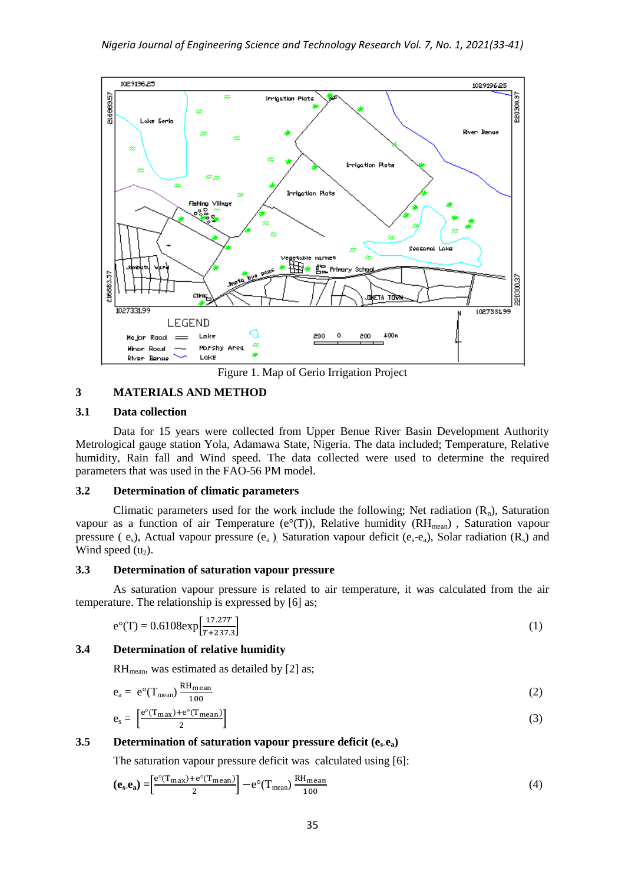Figure 1. Map of Gerio Irrigation Project

## 3 MATERIALS AND METHOD

### 3.1 Data collection

Data for 15 years were collected from Upper Benue River Basin Development Authority Metrological gauge station Yola, Adamawa State, Nigeria. The data included; Temperature, Relative humidity, Rain fall and Wind speed. The data collected were used to determine the required parameters that was used in the FAO-56 PM model.

### 3.2 Determination of climatic parameters

Climatic parameters used for the work include the following; Net radiation ($R_n$), Saturation vapour as a function of air Temperature (e°(T)), Relative humidity ($RH_{mean}$) , Saturation vapour pressure ( $e_s$), Actual vapour pressure ($e_a$ ), Saturation vapour deficit ($e_s$-$e_a$), Solar radiation ($R_s$) and Wind speed ($u_2$).

### 3.3 Determination of saturation vapour pressure

As saturation vapour pressure is related to air temperature, it was calculated from the air temperature. The relationship is expressed by [6] as;

$$e°(T) = 0.6108\exp\left[\frac{17.27T}{T+237.3}\right] \quad (1)$$

### 3.4 Determination of relative humidity

$RH_{mean}$, was estimated as detailed by [2] as;

$$e_a = e°(T_{mean}) \frac{RH_{mean}}{100} \quad (2)$$

$$e_s = \left[\frac{e°(T_{max})+e°(T_{mean})}{2}\right] \quad (3)$$

### 3.5 Determination of saturation vapour pressure deficit ($e_s$-$e_a$)

The saturation vapour pressure deficit was calculated using [6]:

$$(\mathbf{e_s\text{-}e_a}) = \left[\frac{e°(T_{max})+e°(T_{mean})}{2}\right] - e°(T_{mean}) \frac{RH_{mean}}{100} \quad (4)$$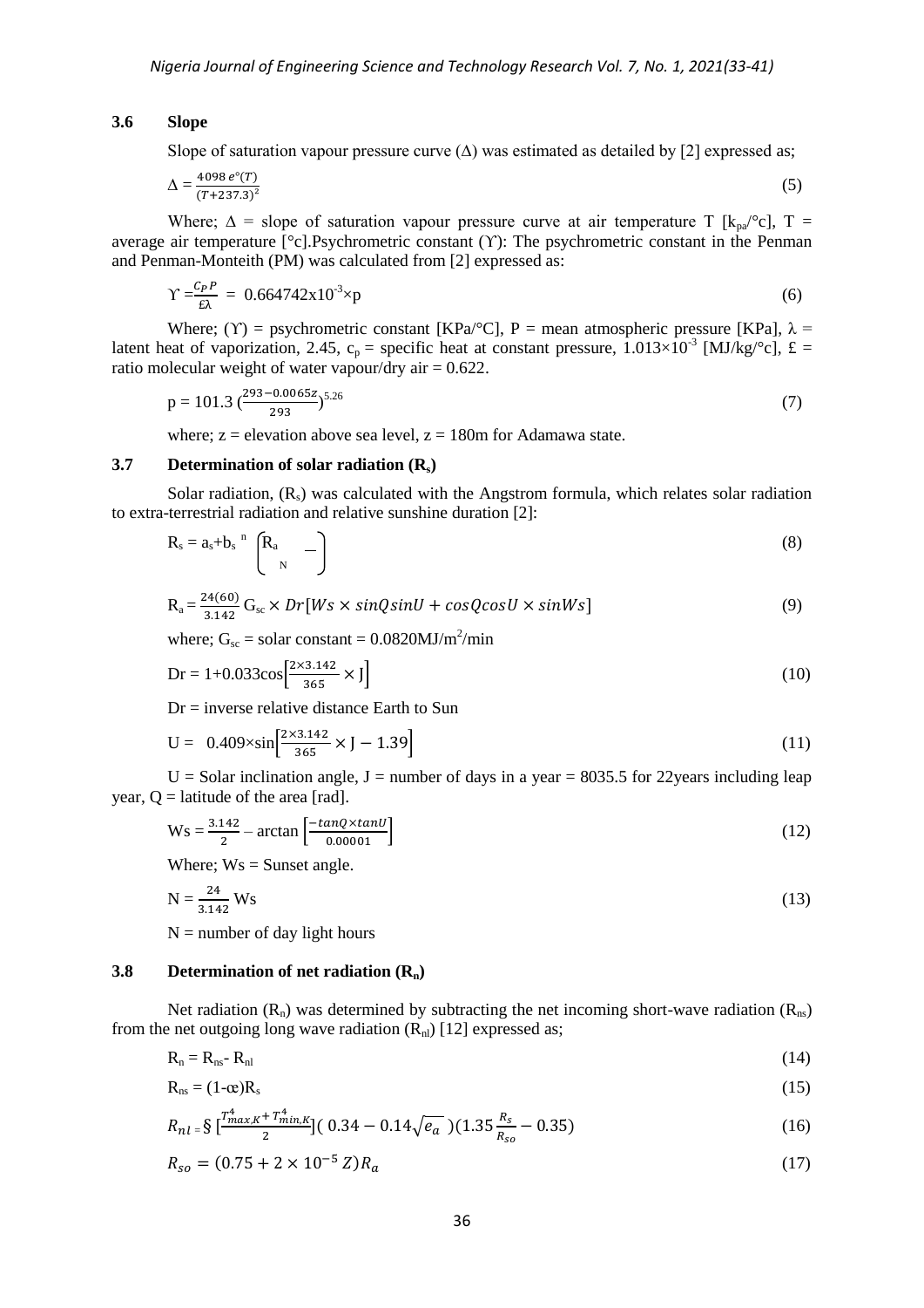### 3.6 Slope

Slope of saturation vapour pressure curve ($\Delta$) was estimated as detailed by [2] expressed as;

$$\Delta = \frac{4098\, e^{\circ}(T)}{(T+237.3)^2} \tag{5}$$

Where; $\Delta$ = slope of saturation vapour pressure curve at air temperature T [$k_{pa}$/°c], T = average air temperature [°c].Psychrometric constant ($\Upsilon$): The psychrometric constant in the Penman and Penman-Monteith (PM) was calculated from [2] expressed as:

$$\Upsilon = \frac{C_P P}{£\lambda} = 0.664742\text{x}10^{-3} \times \text{p} \tag{6}$$

Where; ($\Upsilon$) = psychrometric constant [KPa/°C], P = mean atmospheric pressure [KPa], $\lambda$ = latent heat of vaporization, 2.45, $c_p$ = specific heat at constant pressure, $1.013\times10^{-3}$ [MJ/kg/°c], £ = ratio molecular weight of water vapour/dry air = 0.622.

$$\text{p} = 101.3\left(\frac{293-0.0065z}{293}\right)^{5.26} \tag{7}$$

where; z = elevation above sea level, z = 180m for Adamawa state.

### 3.7 Determination of solar radiation ($R_s$)

Solar radiation, ($R_s$) was calculated with the Angstrom formula, which relates solar radiation to extra-terrestrial radiation and relative sunshine duration [2]:

$$R_s = a_s + b_s\ ^{n}\begin{pmatrix} R_a & - \\ N & \end{pmatrix} \tag{8}$$

$$R_a = \frac{24(60)}{3.142} G_{sc} \times Dr[Ws \times sinQ sinU + cosQ cosU \times sinWs] \tag{9}$$

where; $G_{sc}$ = solar constant = 0.0820MJ/m$^2$/min

$$Dr = 1+0.033\cos\left[\frac{2\times3.142}{365} \times J\right] \tag{10}$$

Dr = inverse relative distance Earth to Sun

$$U = 0.409\times\sin\left[\frac{2\times3.142}{365} \times J - 1.39\right] \tag{11}$$

U = Solar inclination angle, J = number of days in a year = 8035.5 for 22years including leap year, Q = latitude of the area [rad].

$$Ws = \frac{3.142}{2} - \arctan\left[\frac{-tanQ \times tanU}{0.00001}\right] \tag{12}$$

Where; Ws = Sunset angle.

$$N = \frac{24}{3.142} Ws \tag{13}$$

N = number of day light hours

### 3.8 Determination of net radiation ($R_n$)

Net radiation ($R_n$) was determined by subtracting the net incoming short-wave radiation ($R_{ns}$) from the net outgoing long wave radiation ($R_{nl}$) [12] expressed as;

$$R_n = R_{ns} - R_{nl} \tag{14}$$

$$R_{ns} = (1-œ)R_s \tag{15}$$

$$R_{nl} = § \left[\frac{T_{max,K}^4 + T_{min,K}^4}{2}\right](0.34 - 0.14\sqrt{e_a})(1.35\frac{R_s}{R_{so}} - 0.35) \tag{16}$$

$$R_{so} = (0.75 + 2\times10^{-5}\,Z)R_a \tag{17}$$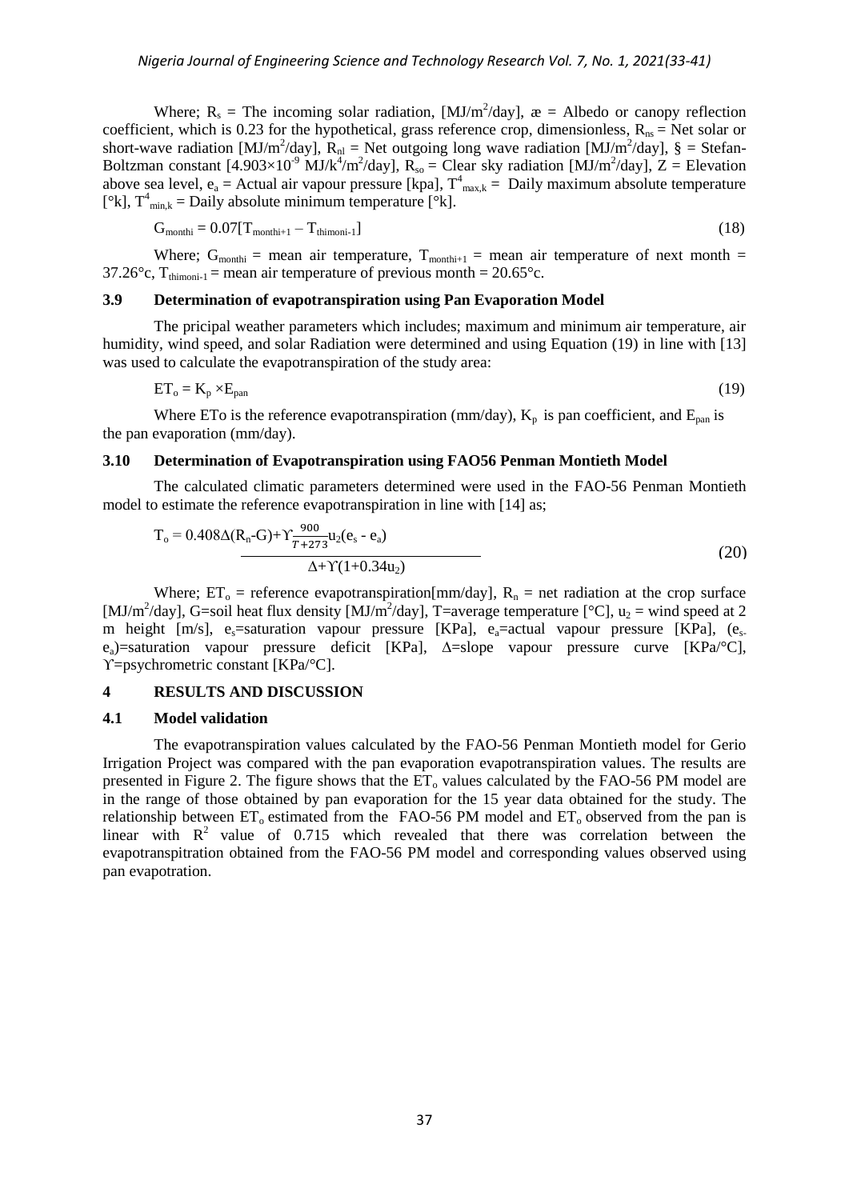Where; $R_s$ = The incoming solar radiation, [MJ/m$^2$/day], æ = Albedo or canopy reflection coefficient, which is 0.23 for the hypothetical, grass reference crop, dimensionless, $R_{ns}$ = Net solar or short-wave radiation [MJ/m$^2$/day], $R_{nl}$ = Net outgoing long wave radiation [MJ/m$^2$/day], § = Stefan-Boltzman constant [$4.903\times10^{-9}$ MJ/k$^4$/m$^2$/day], $R_{so}$ = Clear sky radiation [MJ/m$^2$/day], Z = Elevation above sea level, $e_a$ = Actual air vapour pressure [kpa], $T^4_{max,k}$ = Daily maximum absolute temperature [°k], $T^4_{min,k}$ = Daily absolute minimum temperature [°k].

$$G_{monthi} = 0.07[T_{monthi+1} - T_{thimoni-1}] \tag{18}$$

Where; $G_{monthi}$ = mean air temperature, $T_{monthi+1}$ = mean air temperature of next month = 37.26°c, $T_{thimoni-1}$ = mean air temperature of previous month = 20.65°c.

## 3.9 Determination of evapotranspiration using Pan Evaporation Model

The pricipal weather parameters which includes; maximum and minimum air temperature, air humidity, wind speed, and solar Radiation were determined and using Equation (19) in line with [13] was used to calculate the evapotranspiration of the study area:

$$ET_o = K_p \times E_{pan} \tag{19}$$

Where ETo is the reference evapotranspiration (mm/day), $K_p$ is pan coefficient, and $E_{pan}$ is the pan evaporation (mm/day).

## 3.10 Determination of Evapotranspiration using FAO56 Penman Montieth Model

The calculated climatic parameters determined were used in the FAO-56 Penman Montieth model to estimate the reference evapotranspiration in line with [14] as;

$$T_o = \frac{0.408\Delta(R_n - G) + \Upsilon\frac{900}{T+273}u_2(e_s - e_a)}{\Delta + \Upsilon(1 + 0.34u_2)} \tag{20}$$

Where; $ET_o$ = reference evapotranspiration[mm/day], $R_n$ = net radiation at the crop surface [MJ/m$^2$/day], G=soil heat flux density [MJ/m$^2$/day], T=average temperature [°C], $u_2$ = wind speed at 2 m height [m/s], $e_s$=saturation vapour pressure [KPa], $e_a$=actual vapour pressure [KPa], ($e_s$-$e_a$)=saturation vapour pressure deficit [KPa], $\Delta$=slope vapour pressure curve [KPa/°C], $\Upsilon$=psychrometric constant [KPa/°C].

# 4 RESULTS AND DISCUSSION

## 4.1 Model validation

The evapotranspiration values calculated by the FAO-56 Penman Montieth model for Gerio Irrigation Project was compared with the pan evaporation evapotranspiration values. The results are presented in Figure 2. The figure shows that the $ET_o$ values calculated by the FAO-56 PM model are in the range of those obtained by pan evaporation for the 15 year data obtained for the study. The relationship between $ET_o$ estimated from the FAO-56 PM model and $ET_o$ observed from the pan is linear with $R^2$ value of 0.715 which revealed that there was correlation between the evapotranspitration obtained from the FAO-56 PM model and corresponding values observed using pan evapotration.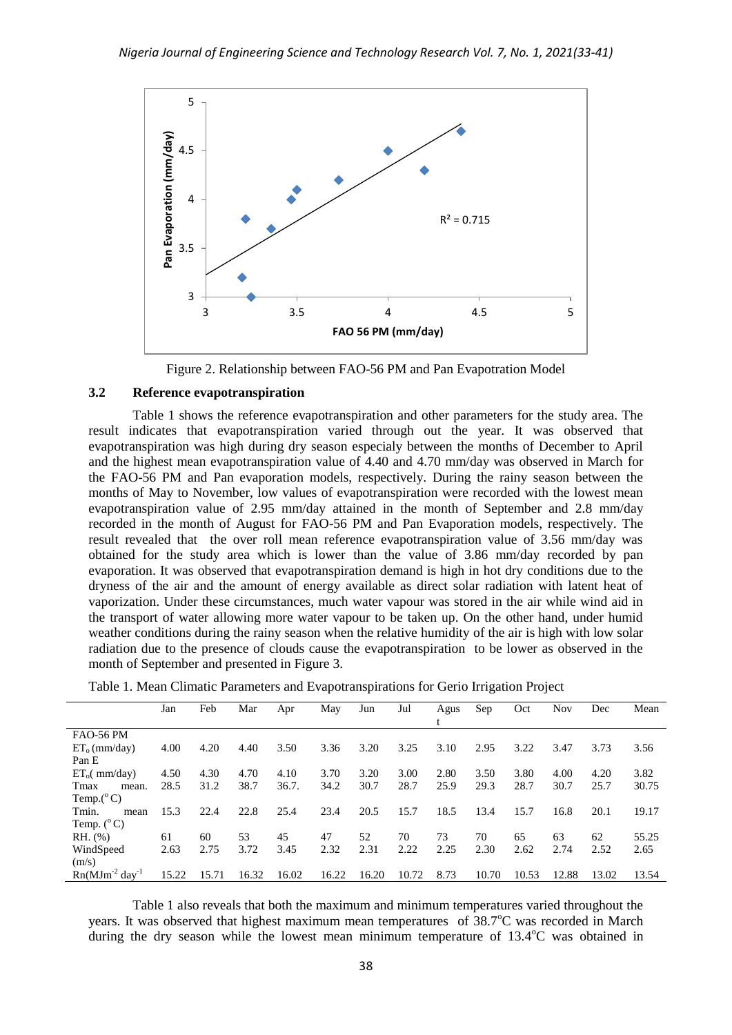Figure 2. Relationship between FAO-56 PM and Pan Evapotration Model

### 3.2 Reference evapotranspiration

Table 1 shows the reference evapotranspiration and other parameters for the study area. The result indicates that evapotranspiration varied through out the year. It was observed that evapotranspiration was high during dry season especialy between the months of December to April and the highest mean evapotranspiration value of 4.40 and 4.70 mm/day was observed in March for the FAO-56 PM and Pan evaporation models, respectively. During the rainy season between the months of May to November, low values of evapotranspiration were recorded with the lowest mean evapotranspiration value of 2.95 mm/day attained in the month of September and 2.8 mm/day recorded in the month of August for FAO-56 PM and Pan Evaporation models, respectively. The result revealed that the over roll mean reference evapotranspiration value of 3.56 mm/day was obtained for the study area which is lower than the value of 3.86 mm/day recorded by pan evaporation. It was observed that evapotranspiration demand is high in hot dry conditions due to the dryness of the air and the amount of energy available as direct solar radiation with latent heat of vaporization. Under these circumstances, much water vapour was stored in the air while wind aid in the transport of water allowing more water vapour to be taken up. On the other hand, under humid weather conditions during the rainy season when the relative humidity of the air is high with low solar radiation due to the presence of clouds cause the evapotranspiration to be lower as observed in the month of September and presented in Figure 3.

Table 1. Mean Climatic Parameters and Evapotranspirations for Gerio Irrigation Project

| | Jan | Feb | Mar | Apr | May | Jun | Jul | August | Sep | Oct | Nov | Dec | Mean |
|---|---|---|---|---|---|---|---|---|---|---|---|---|---|
| FAO-56 PM $ET_o$ (mm/day) | 4.00 | 4.20 | 4.40 | 3.50 | 3.36 | 3.20 | 3.25 | 3.10 | 2.95 | 3.22 | 3.47 | 3.73 | 3.56 |
| Pan E $ET_o$( mm/day) | 4.50 | 4.30 | 4.70 | 4.10 | 3.70 | 3.20 | 3.00 | 2.80 | 3.50 | 3.80 | 4.00 | 4.20 | 3.82 |
| Tmax mean. Temp.($^o$C) | 28.5 | 31.2 | 38.7 | 36.7. | 34.2 | 30.7 | 28.7 | 25.9 | 29.3 | 28.7 | 30.7 | 25.7 | 30.75 |
| Tmin. mean Temp. ($^o$C) | 15.3 | 22.4 | 22.8 | 25.4 | 23.4 | 20.5 | 15.7 | 18.5 | 13.4 | 15.7 | 16.8 | 20.1 | 19.17 |
| RH. (%) | 61 | 60 | 53 | 45 | 47 | 52 | 70 | 73 | 70 | 65 | 63 | 62 | 55.25 |
| WindSpeed (m/s) | 2.63 | 2.75 | 3.72 | 3.45 | 2.32 | 2.31 | 2.22 | 2.25 | 2.30 | 2.62 | 2.74 | 2.52 | 2.65 |
| Rn($MJm^{-2}$ $day^{-1}$ | 15.22 | 15.71 | 16.32 | 16.02 | 16.22 | 16.20 | 10.72 | 8.73 | 10.70 | 10.53 | 12.88 | 13.02 | 13.54 |

Table 1 also reveals that both the maximum and minimum temperatures varied throughout the years. It was observed that highest maximum mean temperatures of 38.7$^o$C was recorded in March during the dry season while the lowest mean minimum temperature of 13.4$^o$C was obtained in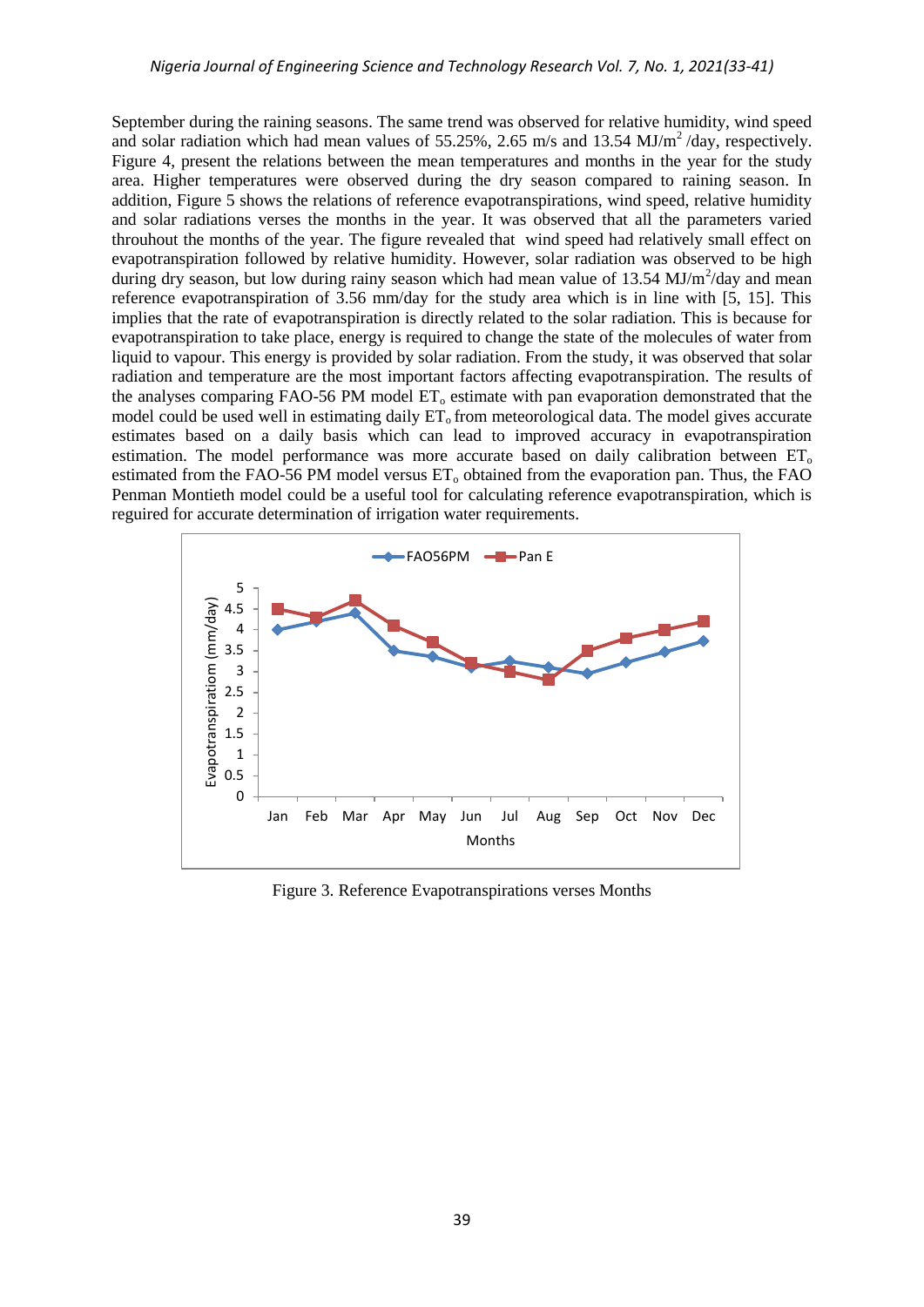September during the raining seasons. The same trend was observed for relative humidity, wind speed and solar radiation which had mean values of 55.25%, 2.65 m/s and 13.54 MJ/m$^2$ /day, respectively. Figure 4, present the relations between the mean temperatures and months in the year for the study area. Higher temperatures were observed during the dry season compared to raining season. In addition, Figure 5 shows the relations of reference evapotranspirations, wind speed, relative humidity and solar radiations verses the months in the year. It was observed that all the parameters varied throuhout the months of the year. The figure revealed that wind speed had relatively small effect on evapotranspiration followed by relative humidity. However, solar radiation was observed to be high during dry season, but low during rainy season which had mean value of 13.54 MJ/m$^2$/day and mean reference evapotranspiration of 3.56 mm/day for the study area which is in line with [5, 15]. This implies that the rate of evapotranspiration is directly related to the solar radiation. This is because for evapotranspiration to take place, energy is required to change the state of the molecules of water from liquid to vapour. This energy is provided by solar radiation. From the study, it was observed that solar radiation and temperature are the most important factors affecting evapotranspiration. The results of the analyses comparing FAO-56 PM model $ET_o$ estimate with pan evaporation demonstrated that the model could be used well in estimating daily $ET_o$ from meteorological data. The model gives accurate estimates based on a daily basis which can lead to improved accuracy in evapotranspiration estimation. The model performance was more accurate based on daily calibration between $ET_o$ estimated from the FAO-56 PM model versus $ET_o$ obtained from the evaporation pan. Thus, the FAO Penman Montieth model could be a useful tool for calculating reference evapotranspiration, which is reguired for accurate determination of irrigation water requirements.

Figure 3. Reference Evapotranspirations verses Months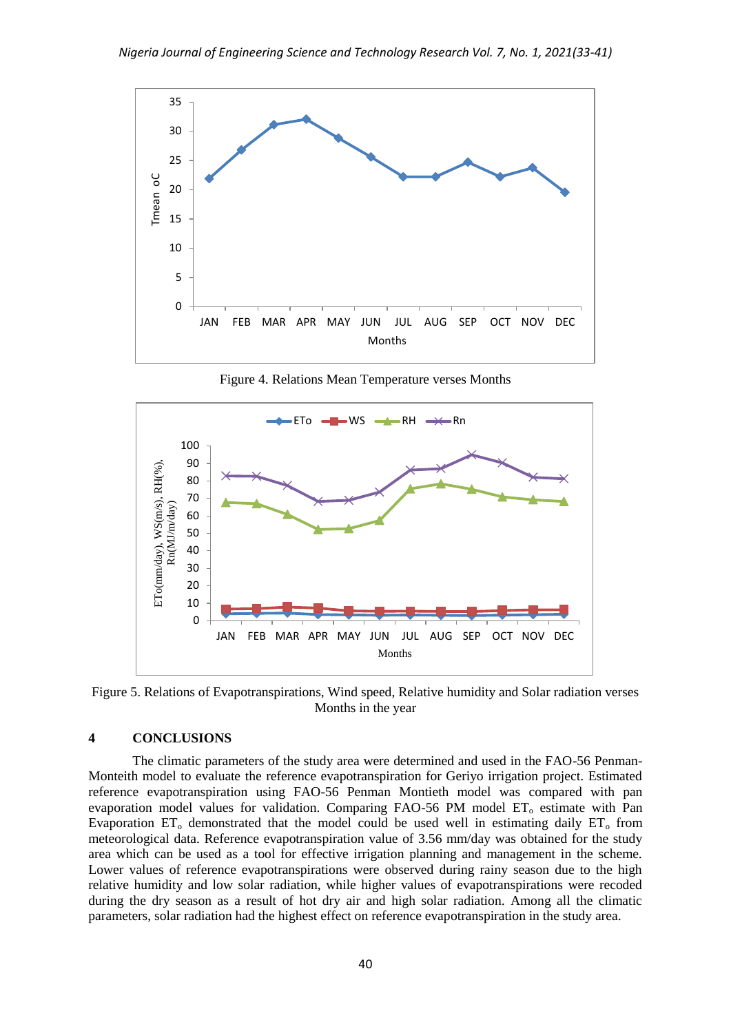Figure 4. Relations Mean Temperature verses Months

Figure 5. Relations of Evapotranspirations, Wind speed, Relative humidity and Solar radiation verses Months in the year

## 4 CONCLUSIONS

The climatic parameters of the study area were determined and used in the FAO-56 Penman-Monteith model to evaluate the reference evapotranspiration for Geriyo irrigation project. Estimated reference evapotranspiration using FAO-56 Penman Montieth model was compared with pan evaporation model values for validation. Comparing FAO-56 PM model $ET_o$ estimate with Pan Evaporation $ET_o$ demonstrated that the model could be used well in estimating daily $ET_o$ from meteorological data. Reference evapotranspiration value of 3.56 mm/day was obtained for the study area which can be used as a tool for effective irrigation planning and management in the scheme. Lower values of reference evapotranspirations were observed during rainy season due to the high relative humidity and low solar radiation, while higher values of evapotranspirations were recoded during the dry season as a result of hot dry air and high solar radiation. Among all the climatic parameters, solar radiation had the highest effect on reference evapotranspiration in the study area.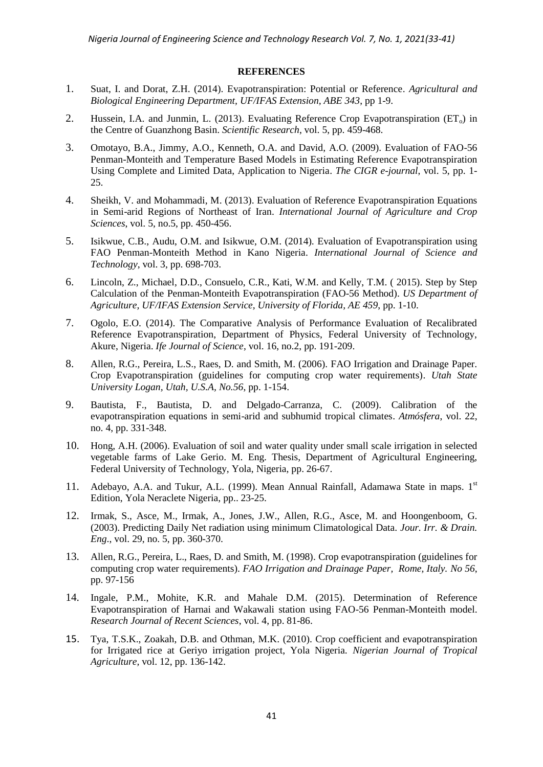**REFERENCES**

1. Suat, I. and Dorat, Z.H. (2014). Evapotranspiration: Potential or Reference. *Agricultural and Biological Engineering Department, UF/IFAS Extension, ABE 343*, pp 1-9.
2. Hussein, I.A. and Junmin, L. (2013). Evaluating Reference Crop Evapotranspiration ($ET_o$) in the Centre of Guanzhong Basin. *Scientific Research*, vol. 5, pp. 459-468.
3. Omotayo, B.A., Jimmy, A.O., Kenneth, O.A. and David, A.O. (2009). Evaluation of FAO-56 Penman-Monteith and Temperature Based Models in Estimating Reference Evapotranspiration Using Complete and Limited Data, Application to Nigeria. *The CIGR e-journal*, vol. 5, pp. 1-25.
4. Sheikh, V. and Mohammadi, M. (2013). Evaluation of Reference Evapotranspiration Equations in Semi-arid Regions of Northeast of Iran. *International Journal of Agriculture and Crop Sciences*, vol. 5, no.5, pp. 450-456.
5. Isikwue, C.B., Audu, O.M. and Isikwue, O.M. (2014). Evaluation of Evapotranspiration using FAO Penman-Monteith Method in Kano Nigeria. *International Journal of Science and Technology*, vol. 3, pp. 698-703.
6. Lincoln, Z., Michael, D.D., Consuelo, C.R., Kati, W.M. and Kelly, T.M. ( 2015). Step by Step Calculation of the Penman-Monteith Evapotranspiration (FAO-56 Method). *US Department of Agriculture, UF/IFAS Extension Service, University of Florida, AE 459*, pp. 1-10.
7. Ogolo, E.O. (2014). The Comparative Analysis of Performance Evaluation of Recalibrated Reference Evapotranspiration, Department of Physics, Federal University of Technology, Akure, Nigeria. *Ife Journal of Science*, vol. 16, no.2, pp. 191-209.
8. Allen, R.G., Pereira, L.S., Raes, D. and Smith, M. (2006). FAO Irrigation and Drainage Paper. Crop Evapotranspiration (guidelines for computing crop water requirements). *Utah State University Logan, Utah, U.S.A, No.56*, pp. 1-154.
9. Bautista, F., Bautista, D. and Delgado-Carranza, C. (2009). Calibration of the evapotranspiration equations in semi-arid and subhumid tropical climates. *Atmósfera*, vol. 22, no. 4, pp. 331-348.
10. Hong, A.H. (2006). Evaluation of soil and water quality under small scale irrigation in selected vegetable farms of Lake Gerio. M. Eng. Thesis, Department of Agricultural Engineering, Federal University of Technology, Yola, Nigeria, pp. 26-67.
11. Adebayo, A.A. and Tukur, A.L. (1999). Mean Annual Rainfall, Adamawa State in maps. 1st Edition, Yola Neraclete Nigeria, pp.. 23-25.
12. Irmak, S., Asce, M., Irmak, A., Jones, J.W., Allen, R.G., Asce, M. and Hoongenboom, G. (2003). Predicting Daily Net radiation using minimum Climatological Data. *Jour. Irr. & Drain. Eng*., vol. 29, no. 5, pp. 360-370.
13. Allen, R.G., Pereira, L., Raes, D. and Smith, M. (1998). Crop evapotranspiration (guidelines for computing crop water requirements). *FAO Irrigation and Drainage Paper, Rome, Italy. No 56*, pp. 97-156
14. Ingale, P.M., Mohite, K.R. and Mahale D.M. (2015). Determination of Reference Evapotranspiration of Harnai and Wakawali station using FAO-56 Penman-Monteith model. *Research Journal of Recent Sciences*, vol. 4, pp. 81-86.
15. Tya, T.S.K., Zoakah, D.B. and Othman, M.K. (2010). Crop coefficient and evapotranspiration for Irrigated rice at Geriyo irrigation project, Yola Nigeria. *Nigerian Journal of Tropical Agriculture*, vol. 12, pp. 136-142.